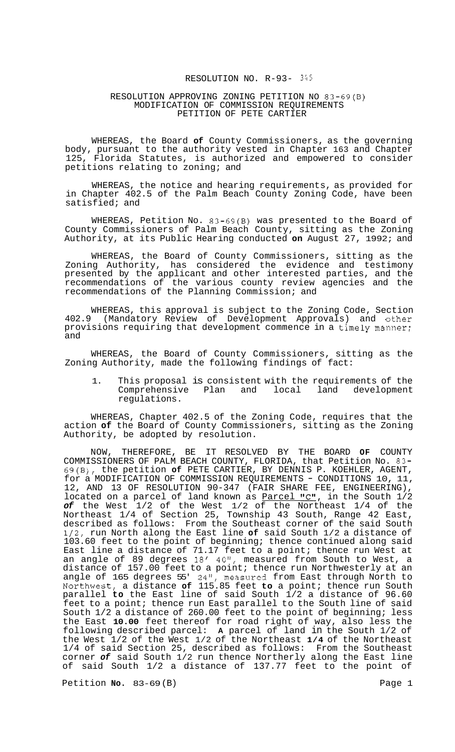RESOLUTION NO. R-93- 345

RESOLUTION APPROVING ZONING PETITION NO 83-69(B)
MODIFICATION OF COMMISSION REQUIREMENTS
PETITION OF PETE CARTIER

WHEREAS, the Board **of** County Commissioners, as the governing body, pursuant to the authority vested in Chapter 163 and Chapter 125, Florida Statutes, is authorized and empowered to consider petitions relating to zoning; and

WHEREAS, the notice and hearing requirements, as provided for in Chapter 402.5 of the Palm Beach County Zoning Code, have been satisfied; and

WHEREAS, Petition No. 83-69(B) was presented to the Board of County Commissioners of Palm Beach County, sitting as the Zoning Authority, at its Public Hearing conducted **on** August 27, 1992; and

WHEREAS, the Board of County Commissioners, sitting as the Zoning Authority, has considered the evidence and testimony presented by the applicant and other interested parties, and the recommendations of the various county review agencies and the recommendations of the Planning Commission; and

WHEREAS, this approval is subject to the Zoning Code, Section 402.9 (Mandatory Review of Development Approvals) and other provisions requiring that development commence in a timely manner; and

WHEREAS, the Board of County Commissioners, sitting as the Zoning Authority, made the following findings of fact:

1. This proposal is consistent with the requirements of the Comprehensive Plan and local land development regulations.

WHEREAS, Chapter 402.5 of the Zoning Code, requires that the action **of** the Board of County Commissioners, sitting as the Zoning Authority, be adopted by resolution.

NOW, THEREFORE, BE IT RESOLVED BY THE BOARD **OF** COUNTY COMMISSIONERS OF PALM BEACH COUNTY, FLORIDA, that Petition No. 83-69(B), the petition **of** PETE CARTIER, BY DENNIS P. KOEHLER, AGENT, for a MODIFICATION OF COMMISSION REQUIREMENTS - CONDITIONS 10, 11, 12, AND 13 OF RESOLUTION 90-347 (FAIR SHARE FEE, ENGINEERING), located on a parcel of land known as Parcel "C", in the South 1/2 ***of*** the West 1/2 of the West 1/2 of the Northeast 1/4 of the Northeast 1/4 of Section 25, Township 43 South, Range 42 East, described as follows: From the Southeast corner of the said South 1/2, run North along the East line **of** said South 1/2 a distance of 103.60 feet to the point of beginning; thence continued along said East line a distance of 71.17 feet to a point; thence run West at an angle of 89 degrees 18' 40", measured from South to West, a distance of 157.00 feet to a point; thence run Northwesterly at an angle of 165 degrees 55' 24", measured from East through North to Northwest, a distance **of** 115.85 feet **to** a point; thence run South parallel **to** the East line of said South 1/2 a distance of 96.60 feet to a point; thence run East parallel to the South line of said South 1/2 a distance of 260.00 feet to the point of beginning; less the East **10.00** feet thereof for road right of way, also less the following described parcel: **A** parcel of land in the South 1/2 of the West 1/2 of the West 1/2 of the Northeast **1/4** of the Northeast 1/4 of said Section 25, described as follows: From the Southeast corner ***of*** said South 1/2 run thence Northerly along the East line of said South 1/2 a distance of 137.77 feet to the point of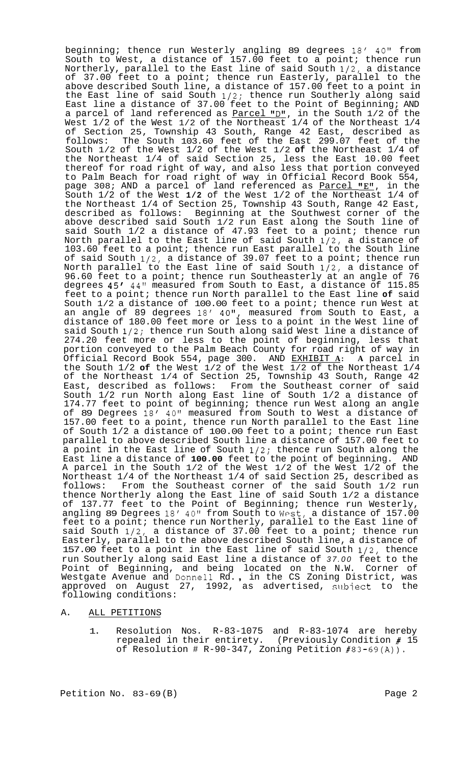beginning; thence run Westerly angling 89 degrees 18' 40" from South to West, a distance of 157.00 feet to a point; thence run Northerly, parallel to the East line of said South 1/2, a distance of 37.00 feet to a point; thence run Easterly, parallel to the above described South line, a distance of 157.00 feet to a point in the East line of said South 1/2; thence run Southerly along said East line a distance of 37.00 feet to the Point of Beginning; AND a parcel of land referenced as <u>Parcel "D"</u>, in the South 1/2 of the West 1/2 of the West 1/2 of the Northeast 1/4 of the Northeast 1/4 of Section 25, Township 43 South, Range 42 East, described as follows: The South 103.60 feet of the East 299.07 feet of the South 1/2 of the West 1/2 of the West 1/2 **of** the Northeast 1/4 of the Northeast 1/4 of said Section 25, less the East 10.00 feet thereof for road right of way, and also less that portion conveyed to Palm Beach for road right of way in Official Record Book 554, page 308; AND a parcel of land referenced as <u>Parcel "E"</u>, in the South 1/2 of the West **1/2** of the West 1/2 of the Northeast 1/4 of the Northeast 1/4 of Section 25, Township 43 South, Range 42 East, described as follows: Beginning at the Southwest corner of the above described said South 1/2 run East along the South line of said South 1/2 a distance of 47.93 feet to a point; thence run North parallel to the East line of said South 1/2, a distance of 103.60 feet to a point; thence run East parallel to the South line of said South 1/2, a distance of 39.07 feet to a point; thence run North parallel to the East line of said South 1/2, a distance of 96.60 feet to a point; thence run Southeasterly at an angle of 76 degrees 45' 44" measured from South to East, a distance of 115.85 feet to a point; thence run North parallel to the East line **of** said South 1/2 a distance of 100.00 feet to a point; thence run West at an angle of 89 degrees 18' 40", measured from South to East, a distance of 180.00 feet more or less to a point in the West line of said South 1/2; thence run South along said West line a distance of 274.20 feet more or less to the point of beginning, less that portion conveyed to the Palm Beach County for road right of way in Official Record Book 554, page 300. AND <u>EXHIBIT A</u>: A parcel in the South 1/2 **of** the West 1/2 of the West 1/2 of the Northeast 1/4 of the Northeast 1/4 of Section 25, Township 43 South, Range 42 East, described as follows: From the Southeast corner of said South 1/2 run North along East line of South 1/2 a distance of 174.77 feet to point of beginning; thence run West along an angle of 89 Degrees 18' 40" measured from South to West a distance of 157.00 feet to a point, thence run North parallel to the East line of South 1/2 a distance of 100.00 feet to a point; thence run East parallel to above described South line a distance of 157.00 feet to a point in the East line of South 1/2; thence run South along the East line a distance of **100.00** feet to the point of beginning. AND A parcel in the South 1/2 of the West 1/2 of the West 1/2 of the Northeast 1/4 of the Northeast 1/4 of said Section 25, described as follows: From the Southeast corner of the said South 1/2 run thence Northerly along the East line of said South 1/2 a distance of 137.77 feet to the Point of Beginning; thence run Westerly, angling 89 Degrees 18' 40" from South to West, a distance of 157.00 feet to a point; thence run Northerly, parallel to the East line of said South 1/2, a distance of 37.00 feet to a point; thence run Easterly, parallel to the above described South line, a distance of 157.00 feet to a point in the East line of said South 1/2, thence run Southerly along said East line a distance of *37.00* feet to the Point of Beginning, and being located on the N.W. Corner of Westgate Avenue and Donnell Rd., in the CS Zoning District, was approved on August 27, 1992, as advertised, subject to the following conditions:

A. <u>ALL PETITIONS</u>

1. Resolution Nos. R-83-1075 and R-83-1074 are hereby repealed in their entirety. (Previously Condition # 15 of Resolution # R-90-347, Zoning Petition #83-69(A)).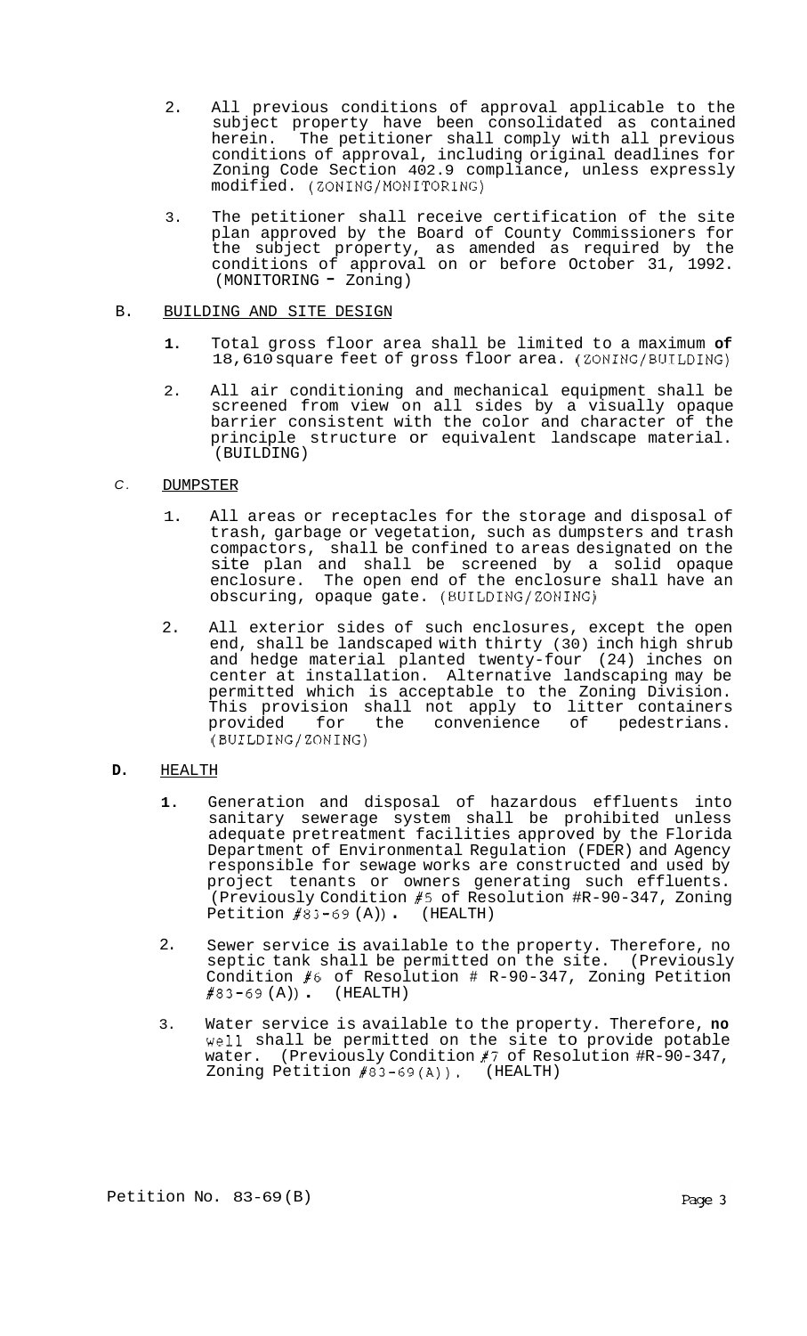2. All previous conditions of approval applicable to the subject property have been consolidated as contained herein. The petitioner shall comply with all previous conditions of approval, including original deadlines for Zoning Code Section 402.9 compliance, unless expressly modified. (ZONING/MONITORING)

3. The petitioner shall receive certification of the site plan approved by the Board of County Commissioners for the subject property, as amended as required by the conditions of approval on or before October 31, 1992. (MONITORING - Zoning)

B. BUILDING AND SITE DESIGN

1. Total gross floor area shall be limited to a maximum **of** 18,610 square feet of gross floor area. (ZONING/BUILDING)

2. All air conditioning and mechanical equipment shall be screened from view on all sides by a visually opaque barrier consistent with the color and character of the principle structure or equivalent landscape material. (BUILDING)

C. DUMPSTER

1. All areas or receptacles for the storage and disposal of trash, garbage or vegetation, such as dumpsters and trash compactors, shall be confined to areas designated on the site plan and shall be screened by a solid opaque enclosure. The open end of the enclosure shall have an obscuring, opaque gate. (BUILDING/ZONING)

2. All exterior sides of such enclosures, except the open end, shall be landscaped with thirty (30) inch high shrub and hedge material planted twenty-four (24) inches on center at installation. Alternative landscaping may be permitted which is acceptable to the Zoning Division. This provision shall not apply to litter containers provided for the convenience of pedestrians. (BUILDING/ZONING)

**D.** HEALTH

**1.** Generation and disposal of hazardous effluents into sanitary sewerage system shall be prohibited unless adequate pretreatment facilities approved by the Florida Department of Environmental Regulation (FDER) and Agency responsible for sewage works are constructed and used by project tenants or owners generating such effluents. (Previously Condition #5 of Resolution #R-90-347, Zoning Petition #83-69 (A)). (HEALTH)

2. Sewer service is available to the property. Therefore, no septic tank shall be permitted on the site. (Previously Condition #6 of Resolution # R-90-347, Zoning Petition #83-69 (A)). (HEALTH)

3. Water service is available to the property. Therefore, **no** well shall be permitted on the site to provide potable water. (Previously Condition #7 of Resolution #R-90-347, Zoning Petition #83-69(A)). (HEALTH)

Petition No. 83-69(B)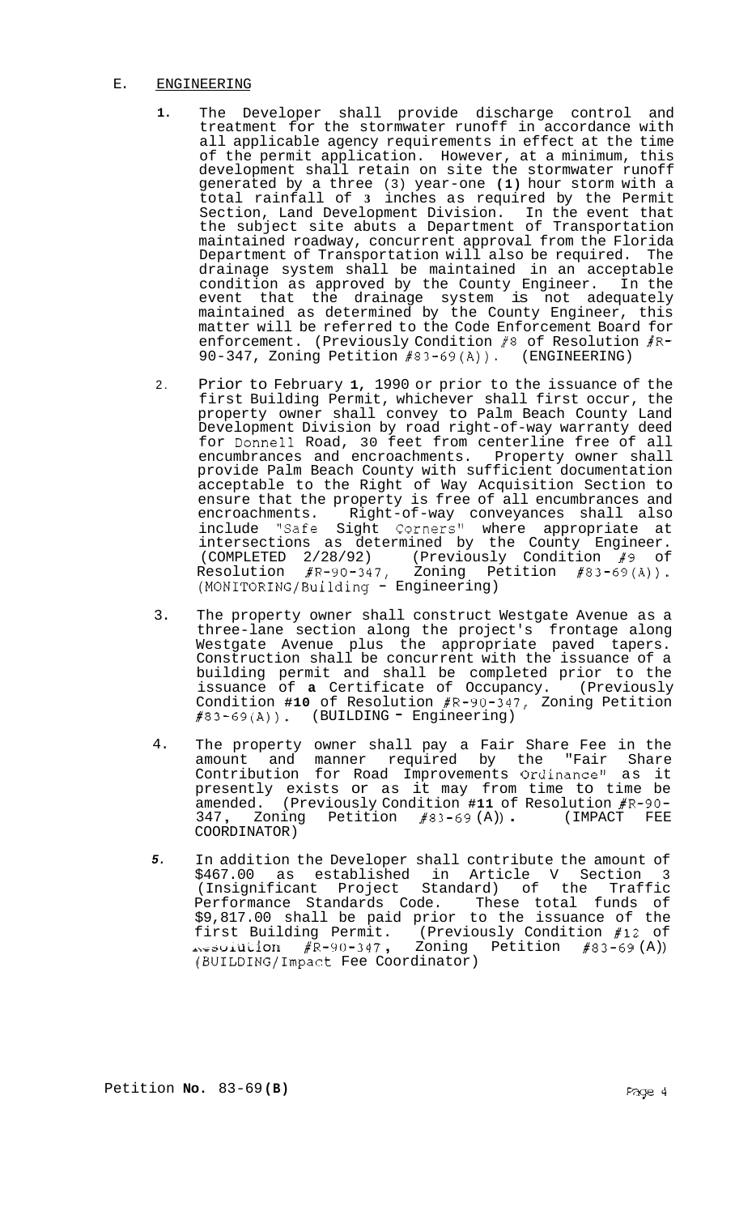## E. ENGINEERING

1. The Developer shall provide discharge control and treatment for the stormwater runoff in accordance with all applicable agency requirements in effect at the time of the permit application. However, at a minimum, this development shall retain on site the stormwater runoff generated by a three (3) year-one (1) hour storm with a total rainfall of 3 inches as required by the Permit Section, Land Development Division. In the event that the subject site abuts a Department of Transportation maintained roadway, concurrent approval from the Florida Department of Transportation will also be required. The drainage system shall be maintained in an acceptable condition as approved by the County Engineer. In the event that the drainage system is not adequately maintained as determined by the County Engineer, this matter will be referred to the Code Enforcement Board for enforcement. (Previously Condition #8 of Resolution #R-90-347, Zoning Petition #83-69(A)). (ENGINEERING)

2. Prior to February 1, 1990 or prior to the issuance of the first Building Permit, whichever shall first occur, the property owner shall convey to Palm Beach County Land Development Division by road right-of-way warranty deed for Donnell Road, 30 feet from centerline free of all encumbrances and encroachments. Property owner shall provide Palm Beach County with sufficient documentation acceptable to the Right of Way Acquisition Section to ensure that the property is free of all encumbrances and encroachments. Right-of-way conveyances shall also include "Safe Sight Corners" where appropriate at intersections as determined by the County Engineer. (COMPLETED 2/28/92) (Previously Condition #9 of Resolution #R-90-347, Zoning Petition #83-69(A)). (MONITORING/Building - Engineering)

3. The property owner shall construct Westgate Avenue as a three-lane section along the project's frontage along Westgate Avenue plus the appropriate paved tapers. Construction shall be concurrent with the issuance of a building permit and shall be completed prior to the issuance of a Certificate of Occupancy. (Previously Condition #10 of Resolution #R-90-347, Zoning Petition #83-69(A)). (BUILDING - Engineering)

4. The property owner shall pay a Fair Share Fee in the amount and manner required by the "Fair Share Contribution for Road Improvements Ordinance" as it presently exists or as it may from time to time be amended. (Previously Condition #11 of Resolution #R-90-347, Zoning Petition #83-69(A)). (IMPACT FEE COORDINATOR)

5. In addition the Developer shall contribute the amount of $467.00 as established in Article V Section 3 (Insignificant Project Standard) of the Traffic Performance Standards Code. These total funds of $9,817.00 shall be paid prior to the issuance of the first Building Permit. (Previously Condition #12 of Resolution #R-90-347, Zoning Petition #83-69(A)) (BUILDING/Impact Fee Coordinator)

Petition No. 83-69(B)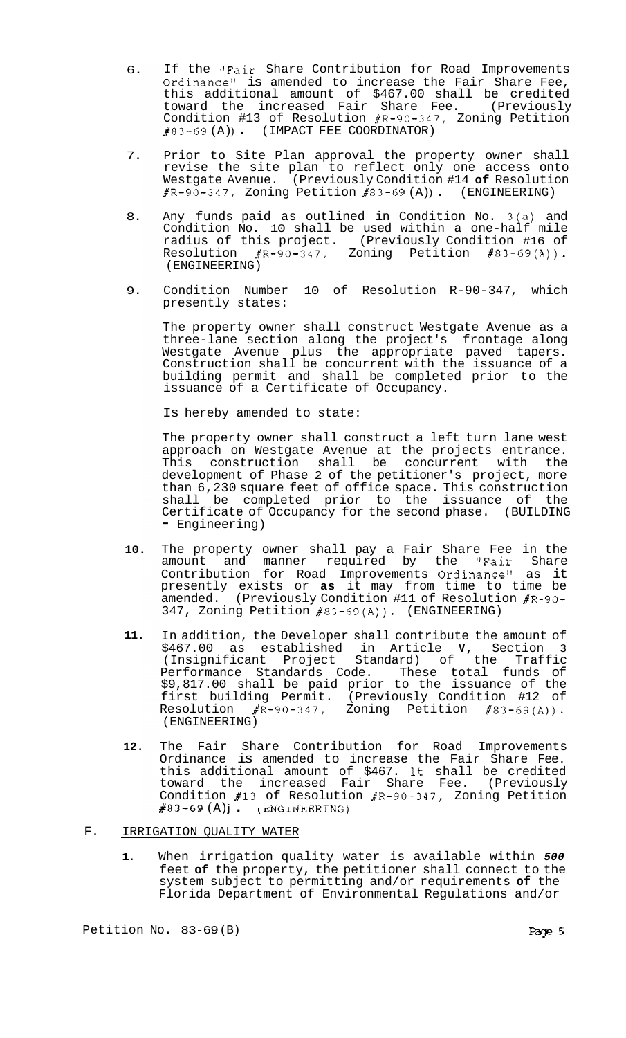6. If the "Fair Share Contribution for Road Improvements Ordinance" is amended to increase the Fair Share Fee, this additional amount of $467.00 shall be credited toward the increased Fair Share Fee. (Previously Condition #13 of Resolution #R-90-347, Zoning Petition #83-69 (A)). (IMPACT FEE COORDINATOR)

7. Prior to Site Plan approval the property owner shall revise the site plan to reflect only one access onto Westgate Avenue. (Previously Condition #14 **of** Resolution #R-90-347, Zoning Petition #83-69 (A)). (ENGINEERING)

8. Any funds paid as outlined in Condition No. 3(a) and Condition No. 10 shall be used within a one-half mile radius of this project. (Previously Condition #16 of Resolution #R-90-347, Zoning Petition #83-69(A)). (ENGINEERING)

9. Condition Number 10 of Resolution R-90-347, which presently states:

   The property owner shall construct Westgate Avenue as a three-lane section along the project's frontage along Westgate Avenue plus the appropriate paved tapers. Construction shall be concurrent with the issuance of a building permit and shall be completed prior to the issuance of a Certificate of Occupancy.

   Is hereby amended to state:

   The property owner shall construct a left turn lane west approach on Westgate Avenue at the projects entrance. This construction shall be concurrent with the development of Phase 2 of the petitioner's project, more than 6,230 square feet of office space. This construction shall be completed prior to the issuance of the Certificate of Occupancy for the second phase. (BUILDING - Engineering)

10. The property owner shall pay a Fair Share Fee in the amount and manner required by the "Fair Share Contribution for Road Improvements Ordinance" as it presently exists or **as** it may from time to time be amended. (Previously Condition #11 of Resolution #R-90-347, Zoning Petition #83-69(A)). (ENGINEERING)

11. In addition, the Developer shall contribute the amount of $467.00 as established in Article **V**, Section 3 (Insignificant Project Standard) of the Traffic Performance Standards Code. These total funds of $9,817.00 shall be paid prior to the issuance of the first building Permit. (Previously Condition #12 of Resolution #R-90-347, Zoning Petition #83-69(A)). (ENGINEERING)

12. The Fair Share Contribution for Road Improvements Ordinance is amended to increase the Fair Share Fee. this additional amount of $467. It shall be credited toward the increased Fair Share Fee. (Previously Condition #13 of Resolution #R-90-347, Zoning Petition #83-69 (A)). (ENGINEERING)

F. IRRIGATION QUALITY WATER

1. When irrigation quality water is available within *500* feet **of** the property, the petitioner shall connect to the system subject to permitting and/or requirements **of** the Florida Department of Environmental Regulations and/or

Petition No. 83-69(B)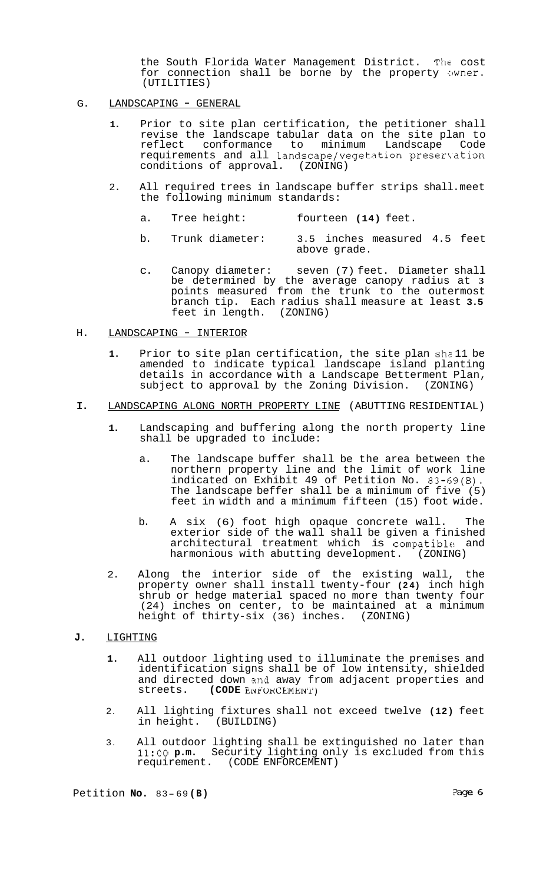the South Florida Water Management District. The cost for connection shall be borne by the property owner. (UTILITIES)

G. LANDSCAPING - GENERAL

1. Prior to site plan certification, the petitioner shall revise the landscape tabular data on the site plan to reflect conformance to minimum Landscape Code requirements and all landscape/vegetation preservation conditions of approval. (ZONING)

2. All required trees in landscape buffer strips shall meet the following minimum standards:

   a. Tree height: fourteen (14) feet.

   b. Trunk diameter: 3.5 inches measured 4.5 feet above grade.

   c. Canopy diameter: seven (7) feet. Diameter shall be determined by the average canopy radius at 3 points measured from the trunk to the outermost branch tip. Each radius shall measure at least 3.5 feet in length. (ZONING)

H. LANDSCAPING - INTERIOR

1. Prior to site plan certification, the site plan shall be amended to indicate typical landscape island planting details in accordance with a Landscape Betterment Plan, subject to approval by the Zoning Division. (ZONING)

I. LANDSCAPING ALONG NORTH PROPERTY LINE (ABUTTING RESIDENTIAL)

1. Landscaping and buffering along the north property line shall be upgraded to include:

   a. The landscape buffer shall be the area between the northern property line and the limit of work line indicated on Exhibit 49 of Petition No. 83-69(B). The landscape beffer shall be a minimum of five (5) feet in width and a minimum fifteen (15) foot wide.

   b. A six (6) foot high opaque concrete wall. The exterior side of the wall shall be given a finished architectural treatment which is compatible and harmonious with abutting development. (ZONING)

2. Along the interior side of the existing wall, the property owner shall install twenty-four (24) inch high shrub or hedge material spaced no more than twenty four (24) inches on center, to be maintained at a minimum height of thirty-six (36) inches. (ZONING)

J. LIGHTING

1. All outdoor lighting used to illuminate the premises and identification signs shall be of low intensity, shielded and directed down and away from adjacent properties and streets. (CODE ENFORCEMENT)

2. All lighting fixtures shall not exceed twelve (12) feet in height. (BUILDING)

3. All outdoor lighting shall be extinguished no later than 11:00 p.m. Security lighting only is excluded from this requirement. (CODE ENFORCEMENT)

Petition No. 83-69(B)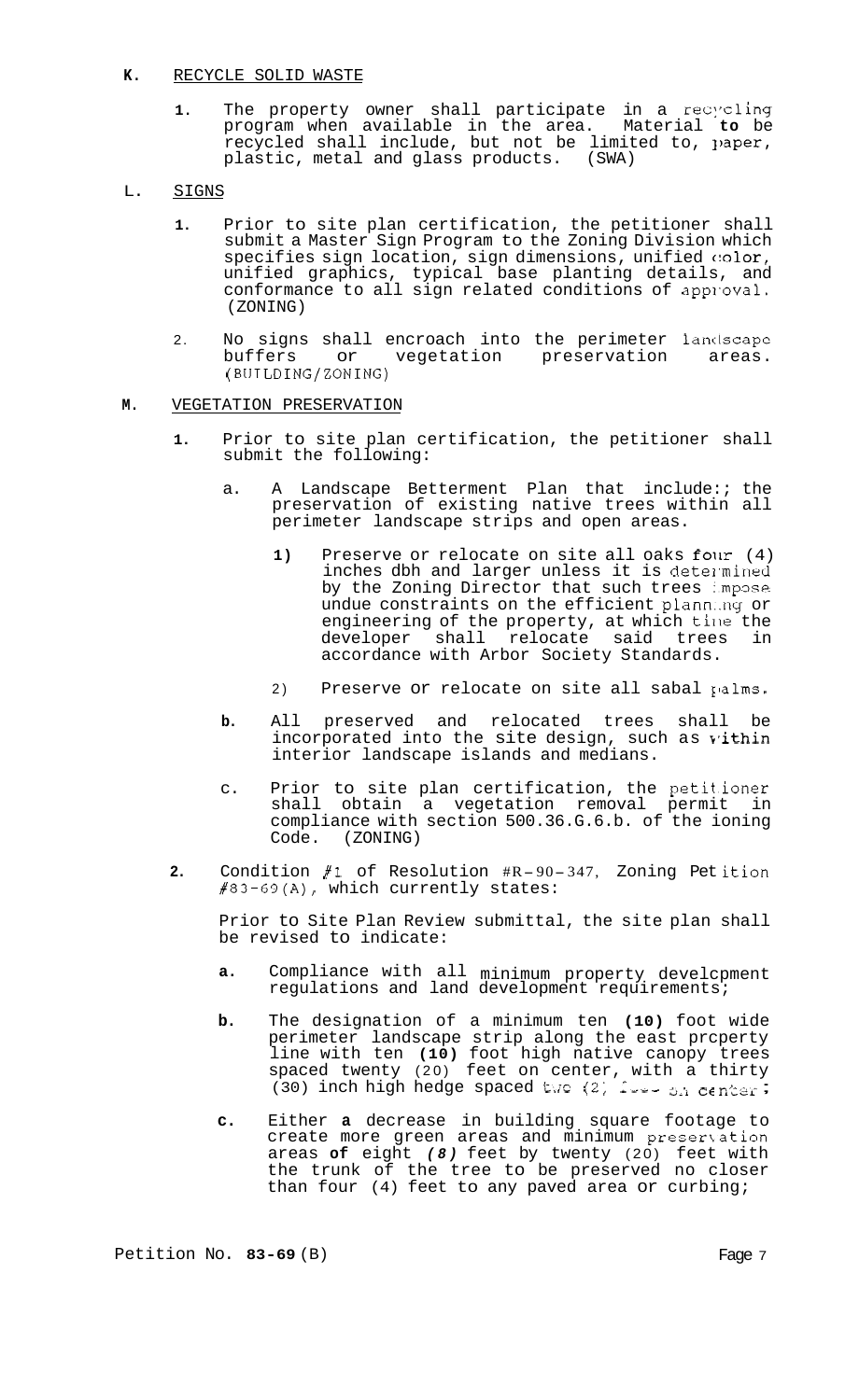**K.** RECYCLE SOLID WASTE

1. The property owner shall participate in a recycling program when available in the area. Material **to** be recycled shall include, but not be limited to, paper, plastic, metal and glass products. (SWA)

L. SIGNS

1. Prior to site plan certification, the petitioner shall submit a Master Sign Program to the Zoning Division which specifies sign location, sign dimensions, unified color, unified graphics, typical base planting details, and conformance to all sign related conditions of approval. (ZONING)

2. No signs shall encroach into the perimeter landscape buffers or vegetation preservation areas. (BUILDING/ZONING)

**M.** VEGETATION PRESERVATION

1. Prior to site plan certification, the petitioner shall submit the following:

   a. A Landscape Betterment Plan that include:; the preservation of existing native trees within all perimeter landscape strips and open areas.

      1) Preserve or relocate on site all oaks four (4) inches dbh and larger unless it is determined by the Zoning Director that such trees impose undue constraints on the efficient planning or engineering of the property, at which time the developer shall relocate said trees in accordance with Arbor Society Standards.

      2) Preserve or relocate on site all sabal palms.

   **b.** All preserved and relocated trees shall be incorporated into the site design, such as within interior landscape islands and medians.

   c. Prior to site plan certification, the petitioner shall obtain a vegetation removal permit in compliance with section 500.36.G.6.b. of the ioning Code. (ZONING)

2. Condition #1 of Resolution #R-90-347, Zoning Petition #83-69(A), which currently states:

   Prior to Site Plan Review submittal, the site plan shall be revised to indicate:

   **a.** Compliance with all minimum property develcpment regulations and land development requirements;

   **b.** The designation of a minimum ten **(10)** foot wide perimeter landscape strip along the east prcperty line with ten **(10)** foot high native canopy trees spaced twenty (20) feet on center, with a thirty (30) inch high hedge spaced two (2) feet on center;

   **c.** Either **a** decrease in building square footage to create more green areas and minimum preservation areas **of** eight *(8)* feet by twenty (20) feet with the trunk of the tree to be preserved no closer than four (4) feet to any paved area or curbing;

Petition No. **83-69** (B)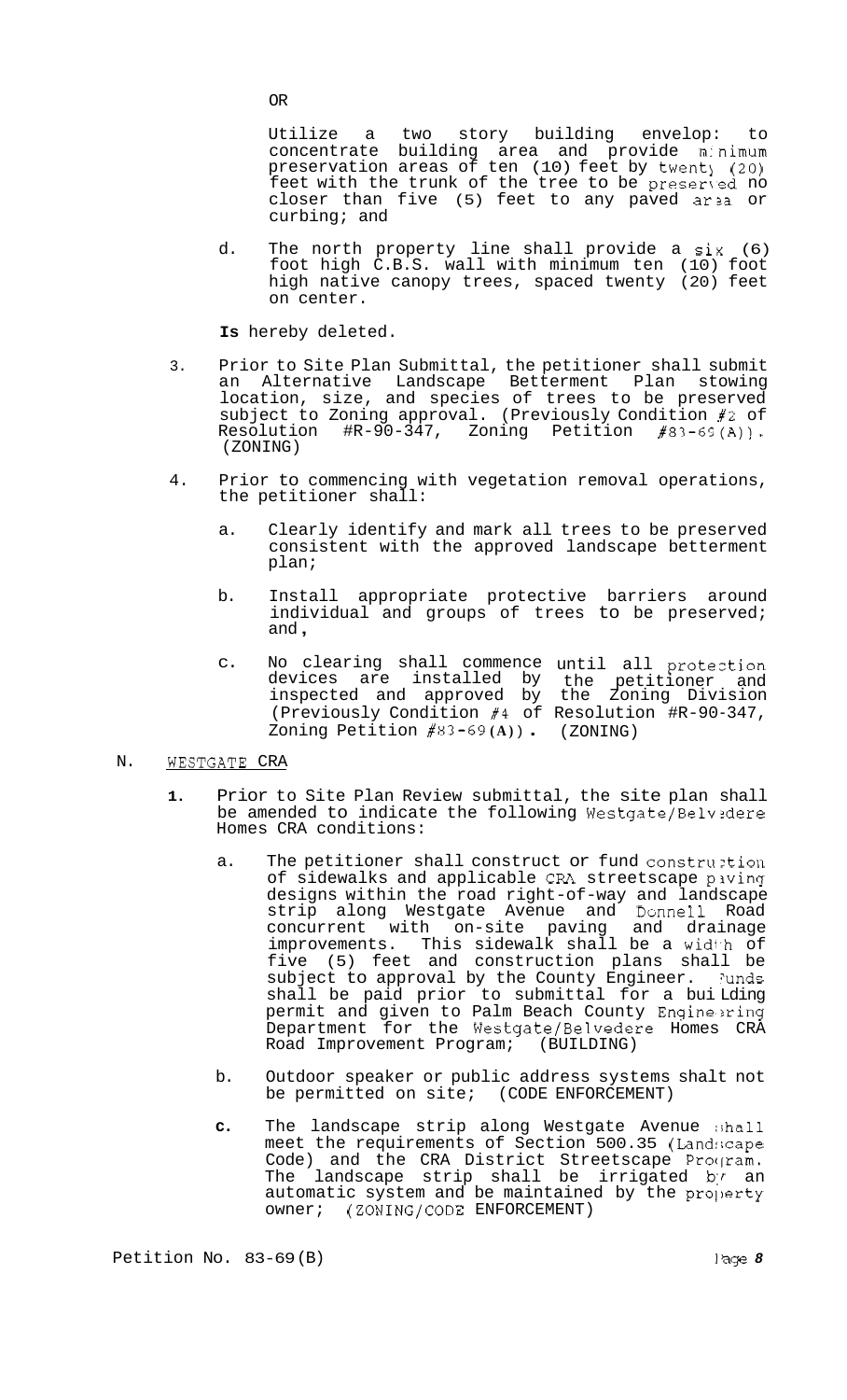OR

Utilize a two story building envelop: to concentrate building area and provide minimum preservation areas of ten (10) feet by twenty (20) feet with the trunk of the tree to be preserved no closer than five (5) feet to any paved area or curbing; and

d. The north property line shall provide a six (6) foot high C.B.S. wall with minimum ten (10) foot high native canopy trees, spaced twenty (20) feet on center.

**Is** hereby deleted.

3. Prior to Site Plan Submittal, the petitioner shall submit an Alternative Landscape Betterment Plan stowing location, size, and species of trees to be preserved subject to Zoning approval. (Previously Condition #2 of Resolution #R-90-347, Zoning Petition #83-69(A)). (ZONING)

4. Prior to commencing with vegetation removal operations, the petitioner shall:

   a. Clearly identify and mark all trees to be preserved consistent with the approved landscape betterment plan;

   b. Install appropriate protective barriers around individual and groups of trees to be preserved; and,

   c. No clearing shall commence until all protection devices are installed by the petitioner and inspected and approved by the Zoning Division (Previously Condition #4 of Resolution #R-90-347, Zoning Petition #83-69(A)). (ZONING)

N. WESTGATE CRA

1. Prior to Site Plan Review submittal, the site plan shall be amended to indicate the following Westgate/Belvedere Homes CRA conditions:

   a. The petitioner shall construct or fund construction of sidewalks and applicable CRA streetscape paving designs within the road right-of-way and landscape strip along Westgate Avenue and Donnell Road concurrent with on-site paving and drainage improvements. This sidewalk shall be a width of five (5) feet and construction plans shall be subject to approval by the County Engineer. Funds shall be paid prior to submittal for a building permit and given to Palm Beach County Engineering Department for the Westgate/Belvedere Homes CRA Road Improvement Program; (BUILDING)

   b. Outdoor speaker or public address systems shalt not be permitted on site; (CODE ENFORCEMENT)

   c. The landscape strip along Westgate Avenue shall meet the requirements of Section 500.35 (Landscape Code) and the CRA District Streetscape Program. The landscape strip shall be irrigated by an automatic system and be maintained by the property owner; (ZONING/CODE ENFORCEMENT)

Petition No. 83-69(B)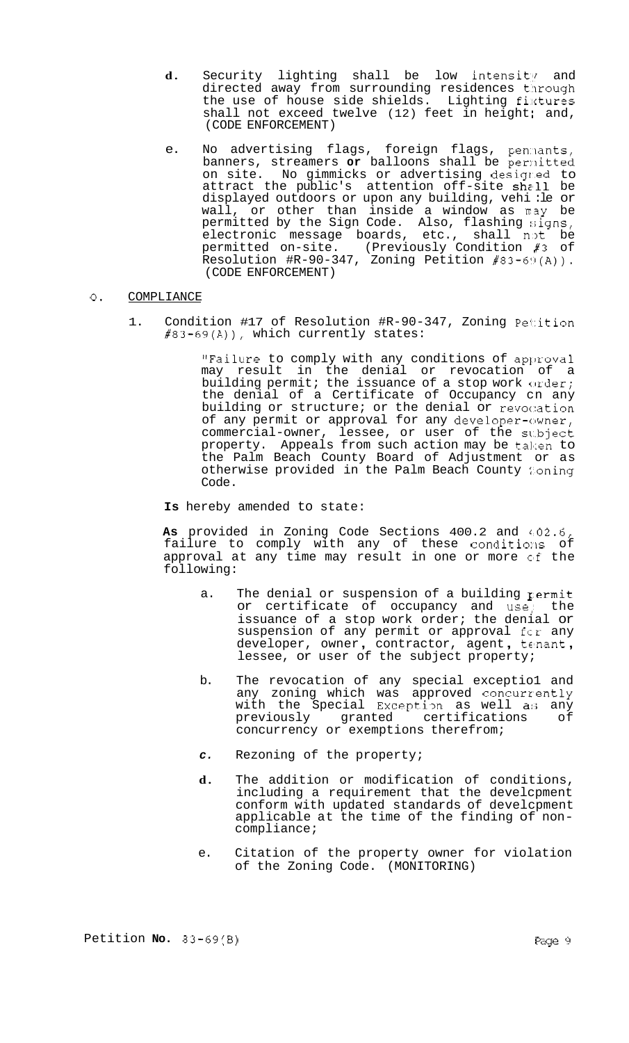d. Security lighting shall be low intensity and directed away from surrounding residences through the use of house side shields. Lighting fixtures shall not exceed twelve (12) feet in height; and, (CODE ENFORCEMENT)

e. No advertising flags, foreign flags, pennants, banners, streamers **or** balloons shall be permitted on site. No gimmicks or advertising designed to attract the public's attention off-site shall be displayed outdoors or upon any building, vehicle or wall, or other than inside a window as may be permitted by the Sign Code. Also, flashing signs, electronic message boards, etc., shall not be permitted on-site. (Previously Condition #3 of Resolution #R-90-347, Zoning Petition #83-69(A)). (CODE ENFORCEMENT)

Q. COMPLIANCE

1. Condition #17 of Resolution #R-90-347, Zoning Petition #83-69(A)), which currently states:

   "Failure to comply with any conditions of approval may result in the denial or revocation of a building permit; the issuance of a stop work order; the denial of a Certificate of Occupancy on any building or structure; or the denial or revocation of any permit or approval for any developer-owner, commercial-owner, lessee, or user of the subject property. Appeals from such action may be taken to the Palm Beach County Board of Adjustment or as otherwise provided in the Palm Beach County Zoning Code.

   **Is** hereby amended to state:

   **As** provided in Zoning Code Sections 400.2 and 402.6, failure to comply with any of these conditions of approval at any time may result in one or more of the following:

   a. The denial or suspension of a building permit or certificate of occupancy and use; the issuance of a stop work order; the denial or suspension of any permit or approval for any developer, owner, contractor, agent, tenant, lessee, or user of the subject property;

   b. The revocation of any special exception and any zoning which was approved concurrently with the Special Exception as well as any previously granted certifications of concurrency or exemptions therefrom;

   c. Rezoning of the property;

   d. The addition or modification of conditions, including a requirement that the development conform with updated standards of development applicable at the time of the finding of non-compliance;

   e. Citation of the property owner for violation of the Zoning Code. (MONITORING)

Petition **No.** 83-69(B)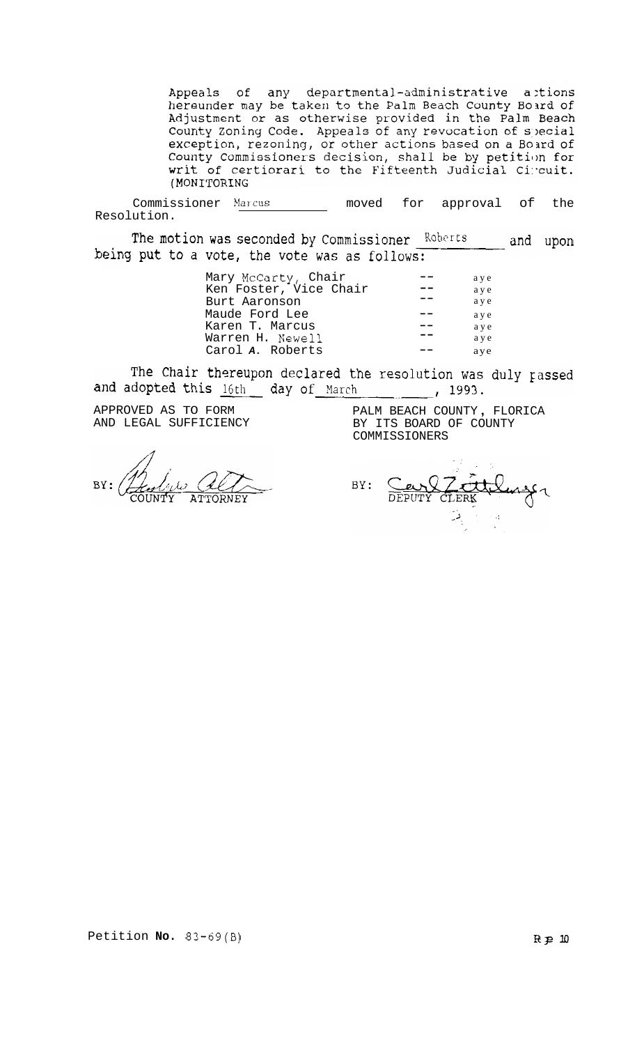Appeals of any departmental-administrative actions hereunder may be taken to the Palm Beach County Board of Adjustment or as otherwise provided in the Palm Beach County Zoning Code. Appeals of any revocation of special exception, rezoning, or other actions based on a Board of County Commissioners decision, shall be by petition for writ of certiorari to the Fifteenth Judicial Circuit. (MONITORING

Commissioner Marcus moved for approval of the Resolution.

The motion was seconded by Commissioner Roberts and upon being put to a vote, the vote was as follows:

| | | |
|---|---|---|
| Mary McCarty, Chair | -- | aye |
| Ken Foster, Vice Chair | -- | aye |
| Burt Aaronson | -- | aye |
| Maude Ford Lee | -- | aye |
| Karen T. Marcus | -- | aye |
| Warren H. Newell | -- | aye |
| Carol A. Roberts | -- | aye |

The Chair thereupon declared the resolution was duly passed and adopted this 16th day of March, 1993.

APPROVED AS TO FORM
AND LEGAL SUFFICIENCY

BY: COUNTY ATTORNEY

PALM BEACH COUNTY, FLORICA
BY ITS BOARD OF COUNTY
COMMISSIONERS

BY: DEPUTY CLERK

Petition No. 83-69(B)